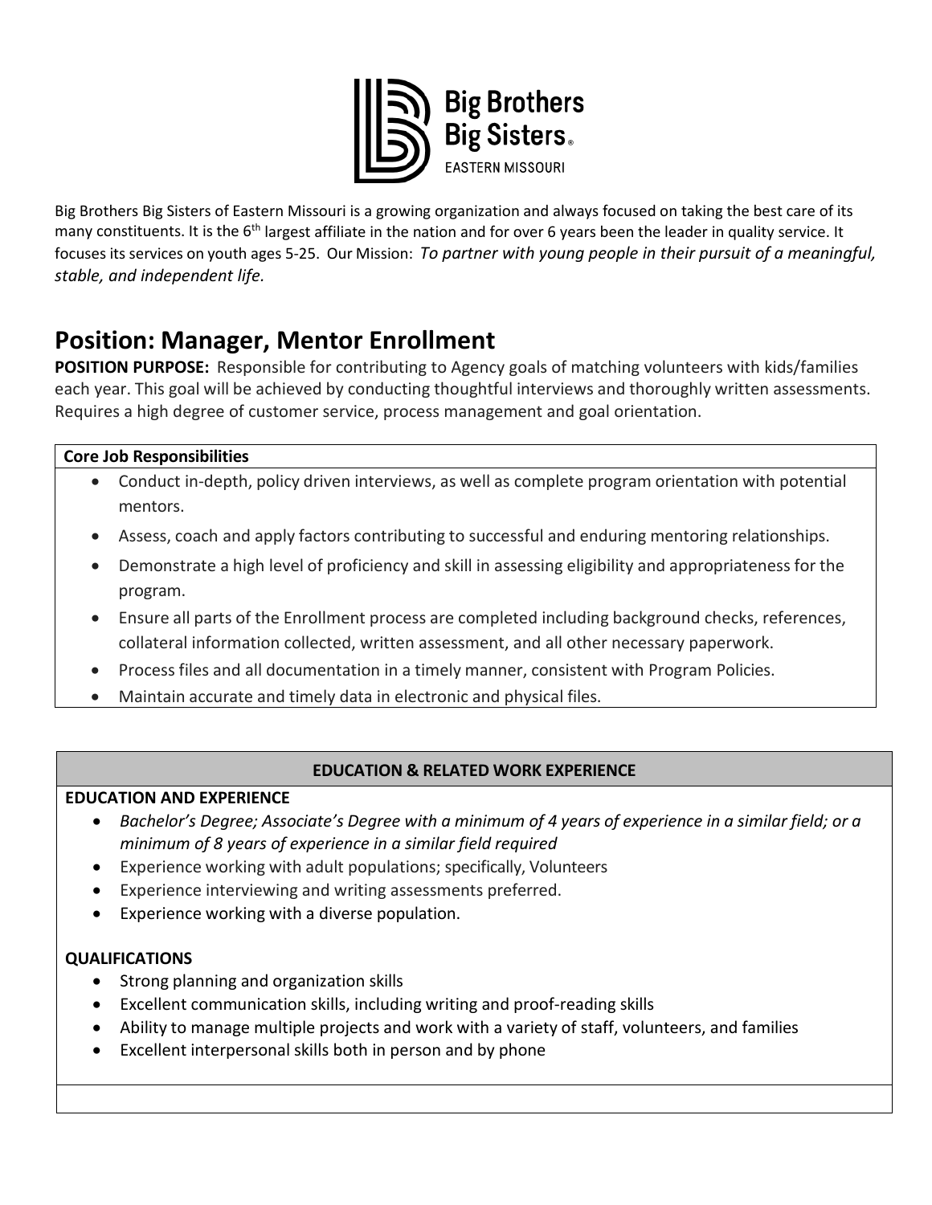Big Brothers Big Sisters of Eastern Missouri is a growing organization and always focused on taking the best care of its many constituents. It is the 6th largest affiliate in the nation and for over 6 years been the leader in quality service. It focuses its services on youth ages 5-25. Our Mission: *To partner with young people in their pursuit of a meaningful, stable, and independent life.*

# Position: Manager, Mentor Enrollment

**POSITION PURPOSE:** Responsible for contributing to Agency goals of matching volunteers with kids/families each year. This goal will be achieved by conducting thoughtful interviews and thoroughly written assessments. Requires a high degree of customer service, process management and goal orientation.

**Core Job Responsibilities**

- Conduct in-depth, policy driven interviews, as well as complete program orientation with potential mentors.
- Assess, coach and apply factors contributing to successful and enduring mentoring relationships.
- Demonstrate a high level of proficiency and skill in assessing eligibility and appropriateness for the program.
- Ensure all parts of the Enrollment process are completed including background checks, references, collateral information collected, written assessment, and all other necessary paperwork.
- Process files and all documentation in a timely manner, consistent with Program Policies.
- Maintain accurate and timely data in electronic and physical files.

**EDUCATION & RELATED WORK EXPERIENCE**

**EDUCATION AND EXPERIENCE**

- *Bachelor's Degree; Associate's Degree with a minimum of 4 years of experience in a similar field; or a minimum of 8 years of experience in a similar field required*
- Experience working with adult populations; specifically, Volunteers
- Experience interviewing and writing assessments preferred.
- Experience working with a diverse population.

**QUALIFICATIONS**

- Strong planning and organization skills
- Excellent communication skills, including writing and proof-reading skills
- Ability to manage multiple projects and work with a variety of staff, volunteers, and families
- Excellent interpersonal skills both in person and by phone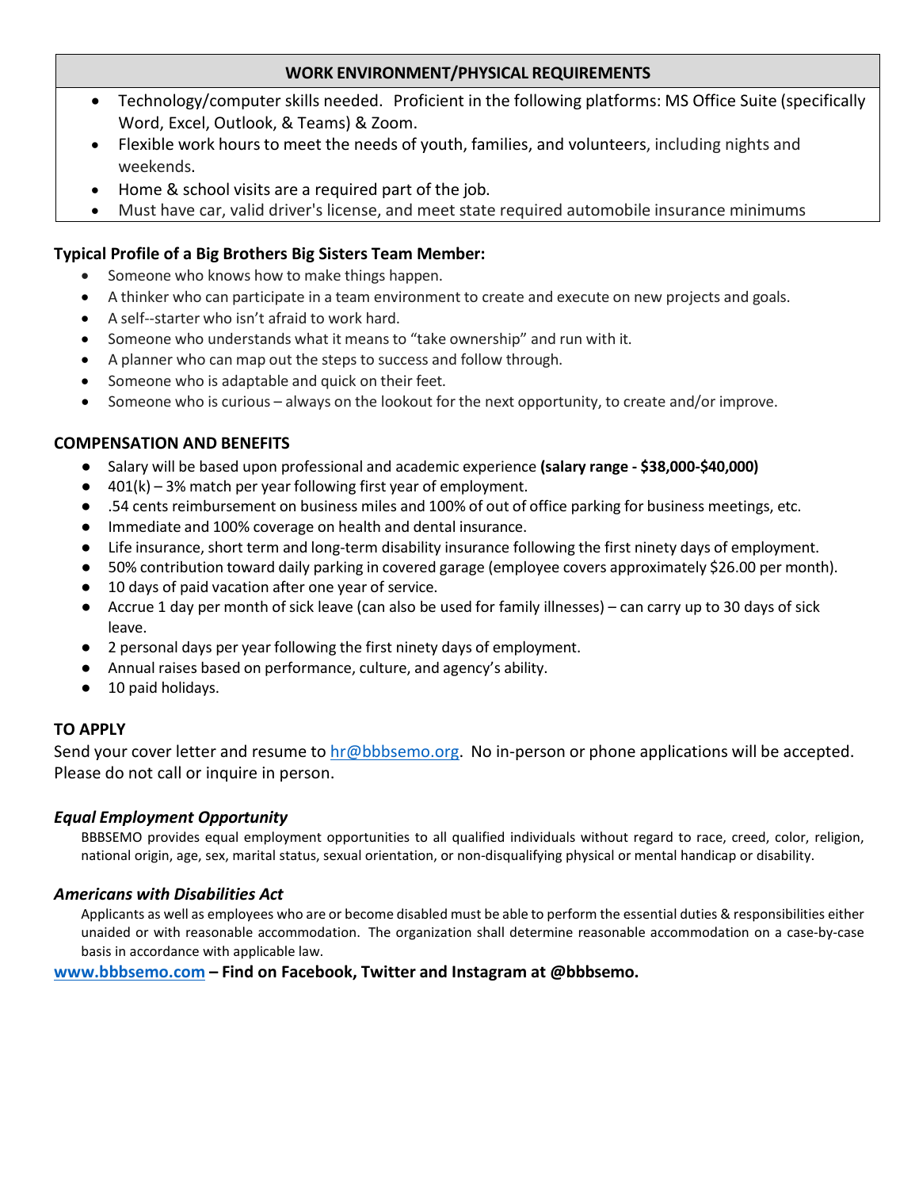## WORK ENVIRONMENT/PHYSICAL REQUIREMENTS

- Technology/computer skills needed. Proficient in the following platforms: MS Office Suite (specifically Word, Excel, Outlook, & Teams) & Zoom.
- Flexible work hours to meet the needs of youth, families, and volunteers, including nights and weekends.
- Home & school visits are a required part of the job.
- Must have car, valid driver's license, and meet state required automobile insurance minimums

**Typical Profile of a Big Brothers Big Sisters Team Member:**

- Someone who knows how to make things happen.
- A thinker who can participate in a team environment to create and execute on new projects and goals.
- A self--starter who isn't afraid to work hard.
- Someone who understands what it means to "take ownership" and run with it.
- A planner who can map out the steps to success and follow through.
- Someone who is adaptable and quick on their feet.
- Someone who is curious – always on the lookout for the next opportunity, to create and/or improve.

## COMPENSATION AND BENEFITS

- Salary will be based upon professional and academic experience **(salary range - $38,000-$40,000)**
- 401(k) – 3% match per year following first year of employment.
- .54 cents reimbursement on business miles and 100% of out of office parking for business meetings, etc.
- Immediate and 100% coverage on health and dental insurance.
- Life insurance, short term and long-term disability insurance following the first ninety days of employment.
- 50% contribution toward daily parking in covered garage (employee covers approximately $26.00 per month).
- 10 days of paid vacation after one year of service.
- Accrue 1 day per month of sick leave (can also be used for family illnesses) – can carry up to 30 days of sick leave.
- 2 personal days per year following the first ninety days of employment.
- Annual raises based on performance, culture, and agency's ability.
- 10 paid holidays.

## TO APPLY

Send your cover letter and resume to hr@bbbsemo.org. No in-person or phone applications will be accepted. Please do not call or inquire in person.

### *Equal Employment Opportunity*

BBBSEMO provides equal employment opportunities to all qualified individuals without regard to race, creed, color, religion, national origin, age, sex, marital status, sexual orientation, or non-disqualifying physical or mental handicap or disability.

### *Americans with Disabilities Act*

Applicants as well as employees who are or become disabled must be able to perform the essential duties & responsibilities either unaided or with reasonable accommodation. The organization shall determine reasonable accommodation on a case-by-case basis in accordance with applicable law.

**www.bbbsemo.com – Find on Facebook, Twitter and Instagram at @bbbsemo.**